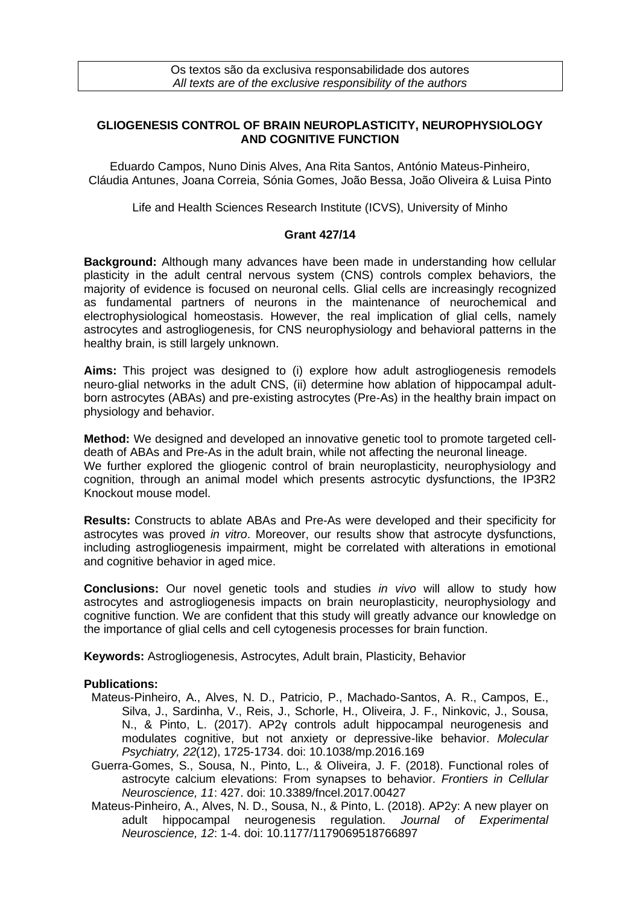Os textos são da exclusiva responsabilidade dos autores
*All texts are of the exclusive responsibility of the authors*

# GLIOGENESIS CONTROL OF BRAIN NEUROPLASTICITY, NEUROPHYSIOLOGY AND COGNITIVE FUNCTION

Eduardo Campos, Nuno Dinis Alves, Ana Rita Santos, António Mateus-Pinheiro, Cláudia Antunes, Joana Correia, Sónia Gomes, João Bessa, João Oliveira & Luisa Pinto

Life and Health Sciences Research Institute (ICVS), University of Minho

**Grant 427/14**

**Background:** Although many advances have been made in understanding how cellular plasticity in the adult central nervous system (CNS) controls complex behaviors, the majority of evidence is focused on neuronal cells. Glial cells are increasingly recognized as fundamental partners of neurons in the maintenance of neurochemical and electrophysiological homeostasis. However, the real implication of glial cells, namely astrocytes and astrogliogenesis, for CNS neurophysiology and behavioral patterns in the healthy brain, is still largely unknown.

**Aims:** This project was designed to (i) explore how adult astrogliogenesis remodels neuro-glial networks in the adult CNS, (ii) determine how ablation of hippocampal adult-born astrocytes (ABAs) and pre-existing astrocytes (Pre-As) in the healthy brain impact on physiology and behavior.

**Method:** We designed and developed an innovative genetic tool to promote targeted cell-death of ABAs and Pre-As in the adult brain, while not affecting the neuronal lineage.
We further explored the gliogenic control of brain neuroplasticity, neurophysiology and cognition, through an animal model which presents astrocytic dysfunctions, the IP3R2 Knockout mouse model.

**Results:** Constructs to ablate ABAs and Pre-As were developed and their specificity for astrocytes was proved *in vitro*. Moreover, our results show that astrocyte dysfunctions, including astrogliogenesis impairment, might be correlated with alterations in emotional and cognitive behavior in aged mice.

**Conclusions:** Our novel genetic tools and studies *in vivo* will allow to study how astrocytes and astrogliogenesis impacts on brain neuroplasticity, neurophysiology and cognitive function. We are confident that this study will greatly advance our knowledge on the importance of glial cells and cell cytogenesis processes for brain function.

**Keywords:** Astrogliogenesis, Astrocytes, Adult brain, Plasticity, Behavior

**Publications:**

- Mateus-Pinheiro, A., Alves, N. D., Patricio, P., Machado-Santos, A. R., Campos, E., Silva, J., Sardinha, V., Reis, J., Schorle, H., Oliveira, J. F., Ninkovic, J., Sousa, N., & Pinto, L. (2017). AP2γ controls adult hippocampal neurogenesis and modulates cognitive, but not anxiety or depressive-like behavior. *Molecular Psychiatry, 22*(12), 1725-1734. doi: 10.1038/mp.2016.169
- Guerra-Gomes, S., Sousa, N., Pinto, L., & Oliveira, J. F. (2018). Functional roles of astrocyte calcium elevations: From synapses to behavior. *Frontiers in Cellular Neuroscience, 11*: 427. doi: 10.3389/fncel.2017.00427
- Mateus-Pinheiro, A., Alves, N. D., Sousa, N., & Pinto, L. (2018). AP2y: A new player on adult hippocampal neurogenesis regulation. *Journal of Experimental Neuroscience, 12*: 1-4. doi: 10.1177/1179069518766897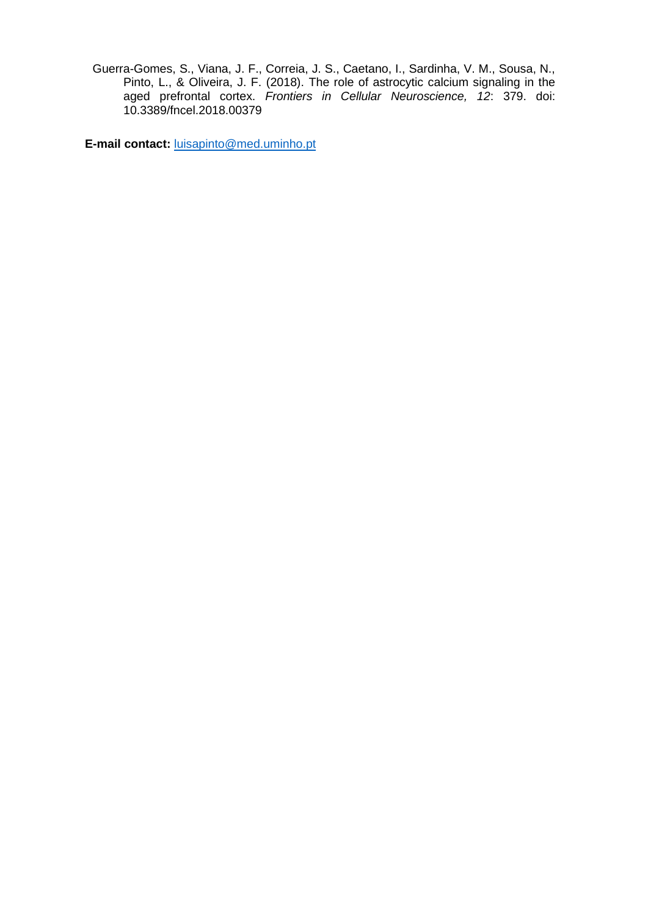Guerra-Gomes, S., Viana, J. F., Correia, J. S., Caetano, I., Sardinha, V. M., Sousa, N., Pinto, L., & Oliveira, J. F. (2018). The role of astrocytic calcium signaling in the aged prefrontal cortex. *Frontiers in Cellular Neuroscience, 12*: 379. doi: 10.3389/fncel.2018.00379

**E-mail contact:** luisapinto@med.uminho.pt